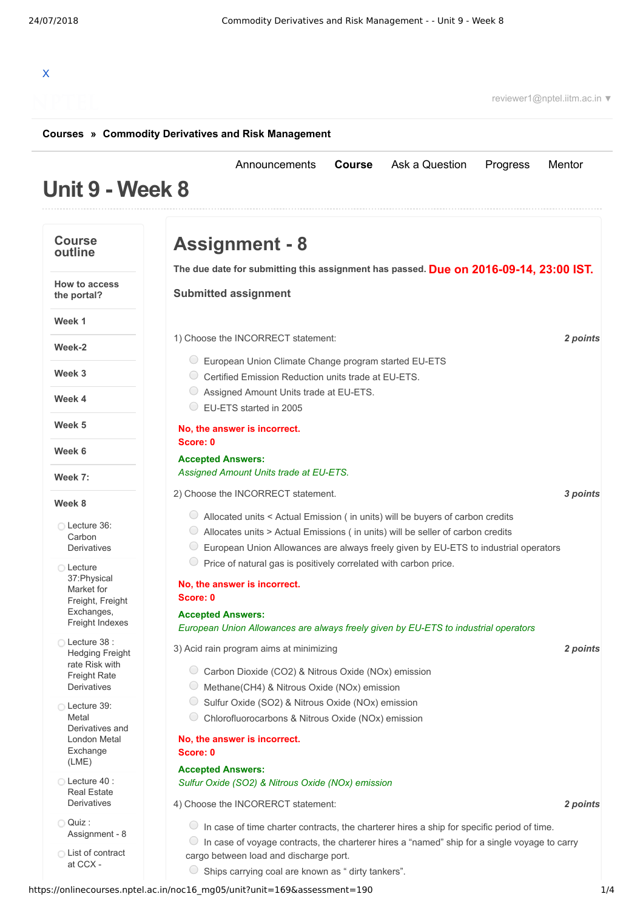X

reviewer1@nptel.iitm.ac.in ▼

**Courses » Commodity Derivatives and Risk Management**

Announcements **Course** Ask a Question Progress Mentor

# Unit 9 - Week 8

**Course outline**

- How to access the portal?
- Week 1
- Week-2
- Week 3
- Week 4
- Week 5
- Week 6
- Week 7:
- Week 8
  - Lecture 36: Carbon Derivatives
  - Lecture 37:Physical Market for Freight, Freight Exchanges, Freight Indexes
  - Lecture 38 : Hedging Freight rate Risk with Freight Rate Derivatives
  - Lecture 39: Metal Derivatives and London Metal Exchange (LME)
  - Lecture 40 : Real Estate Derivatives
  - Quiz : Assignment - 8
  - List of contract at CCX -

## Assignment - 8

**The due date for submitting this assignment has passed.** **Due on 2016-09-14, 23:00 IST.**

**Submitted assignment**

1) Choose the INCORRECT statement: ***2 points***

- European Union Climate Change program started EU-ETS
- Certified Emission Reduction units trade at EU-ETS.
- Assigned Amount Units trade at EU-ETS.
- EU-ETS started in 2005

**No, the answer is incorrect.**
**Score: 0**

**Accepted Answers:**
*Assigned Amount Units trade at EU-ETS.*

2) Choose the INCORRECT statement. ***3 points***

- Allocated units < Actual Emission ( in units) will be buyers of carbon credits
- Allocates units > Actual Emissions ( in units) will be seller of carbon credits
- European Union Allowances are always freely given by EU-ETS to industrial operators
- Price of natural gas is positively correlated with carbon price.

**No, the answer is incorrect.**
**Score: 0**

**Accepted Answers:**
*European Union Allowances are always freely given by EU-ETS to industrial operators*

3) Acid rain program aims at minimizing ***2 points***

- Carbon Dioxide ($CO_2$) & Nitrous Oxide (NOx) emission
- Methane($CH_4$) & Nitrous Oxide (NOx) emission
- Sulfur Oxide ($SO_2$) & Nitrous Oxide (NOx) emission
- Chlorofluorocarbons & Nitrous Oxide (NOx) emission

**No, the answer is incorrect.**
**Score: 0**

**Accepted Answers:**
*Sulfur Oxide ($SO_2$) & Nitrous Oxide (NOx) emission*

4) Choose the INCORERCT statement: ***2 points***

- In case of time charter contracts, the charterer hires a ship for specific period of time.
- In case of voyage contracts, the charterer hires a “named” ship for a single voyage to carry cargo between load and discharge port.
- Ships carrying coal are known as “ dirty tankers”.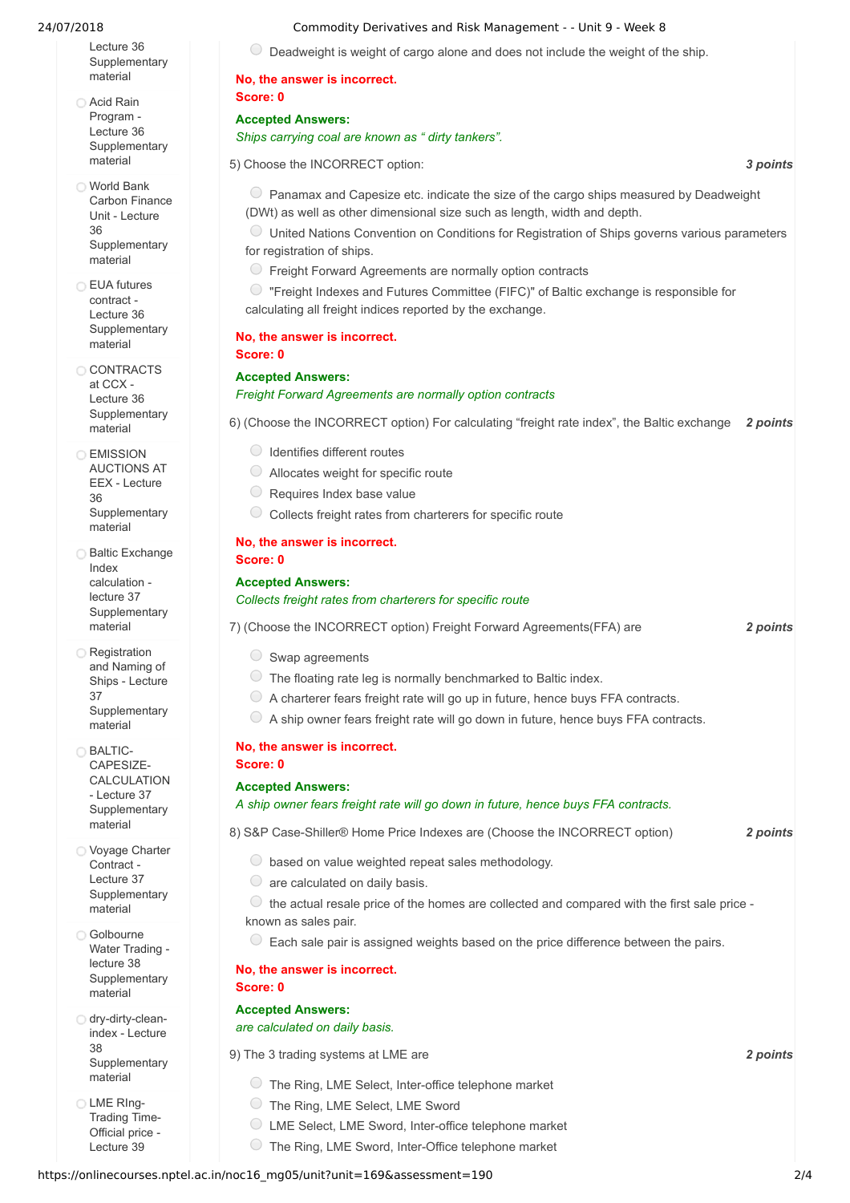- Lecture 36 Supplementary material
- Acid Rain Program - Lecture 36 Supplementary material
- World Bank Carbon Finance Unit - Lecture 36 Supplementary material
- EUA futures contract - Lecture 36 Supplementary material
- CONTRACTS at CCX - Lecture 36 Supplementary material
- EMISSION AUCTIONS AT EEX - Lecture 36 Supplementary material
- Baltic Exchange Index calculation - lecture 37 Supplementary material
- Registration and Naming of Ships - Lecture 37 Supplementary material
- BALTIC-CAPESIZE-CALCULATION - Lecture 37 Supplementary material
- Voyage Charter Contract - Lecture 37 Supplementary material
- Golbourne Water Trading - lecture 38 Supplementary material
- dry-dirty-clean-index - Lecture 38 Supplementary material
- LME RIng-Trading Time-Official price - Lecture 39

Deadweight is weight of cargo alone and does not include the weight of the ship.

**No, the answer is incorrect.**
**Score: 0**

**Accepted Answers:**
*Ships carrying coal are known as " dirty tankers".*

5) Choose the INCORRECT option: ***3 points***

- Panamax and Capesize etc. indicate the size of the cargo ships measured by Deadweight (DWt) as well as other dimensional size such as length, width and depth.
- United Nations Convention on Conditions for Registration of Ships governs various parameters for registration of ships.
- Freight Forward Agreements are normally option contracts
- "Freight Indexes and Futures Committee (FIFC)" of Baltic exchange is responsible for calculating all freight indices reported by the exchange.

**No, the answer is incorrect.**
**Score: 0**

**Accepted Answers:**
*Freight Forward Agreements are normally option contracts*

6) (Choose the INCORRECT option) For calculating "freight rate index", the Baltic exchange ***2 points***

- Identifies different routes
- Allocates weight for specific route
- Requires Index base value
- Collects freight rates from charterers for specific route

**No, the answer is incorrect.**
**Score: 0**

**Accepted Answers:**
*Collects freight rates from charterers for specific route*

7) (Choose the INCORRECT option) Freight Forward Agreements(FFA) are ***2 points***

- Swap agreements
- The floating rate leg is normally benchmarked to Baltic index.
- A charterer fears freight rate will go up in future, hence buys FFA contracts.
- A ship owner fears freight rate will go down in future, hence buys FFA contracts.

**No, the answer is incorrect.**
**Score: 0**

**Accepted Answers:**
*A ship owner fears freight rate will go down in future, hence buys FFA contracts.*

8) S&P Case-Shiller® Home Price Indexes are (Choose the INCORRECT option) ***2 points***

- based on value weighted repeat sales methodology.
- are calculated on daily basis.
- the actual resale price of the homes are collected and compared with the first sale price - known as sales pair.
- Each sale pair is assigned weights based on the price difference between the pairs.

**No, the answer is incorrect.**
**Score: 0**

**Accepted Answers:**
*are calculated on daily basis.*

9) The 3 trading systems at LME are ***2 points***

- The Ring, LME Select, Inter-office telephone market
- The Ring, LME Select, LME Sword
- LME Select, LME Sword, Inter-office telephone market
- The Ring, LME Sword, Inter-Office telephone market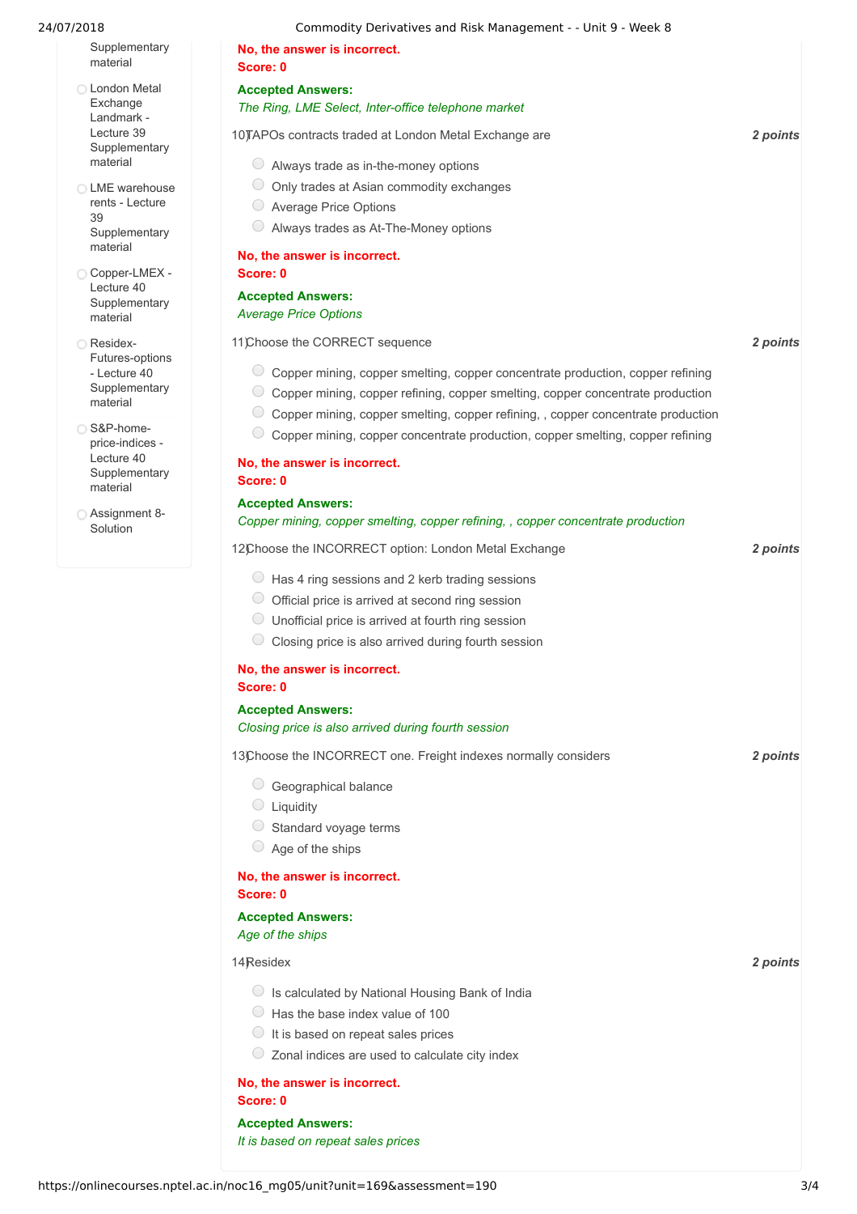- Supplementary material
- London Metal Exchange Landmark - Lecture 39 Supplementary material
- LME warehouse rents - Lecture 39 Supplementary material
- Copper-LMEX - Lecture 40 Supplementary material
- Residex-Futures-options - Lecture 40 Supplementary material
- S&P-home-price-indices - Lecture 40 Supplementary material
- Assignment 8-Solution

**No, the answer is incorrect.**
**Score: 0**

**Accepted Answers:**
*The Ring, LME Select, Inter-office telephone market*

10) TAPOs contracts traded at London Metal Exchange are — *2 points*

- Always trade as in-the-money options
- Only trades at Asian commodity exchanges
- Average Price Options
- Always trades as At-The-Money options

**No, the answer is incorrect.**
**Score: 0**

**Accepted Answers:**
*Average Price Options*

11) Choose the CORRECT sequence — *2 points*

- Copper mining, copper smelting, copper concentrate production, copper refining
- Copper mining, copper refining, copper smelting, copper concentrate production
- Copper mining, copper smelting, copper refining, , copper concentrate production
- Copper mining, copper concentrate production, copper smelting, copper refining

**No, the answer is incorrect.**
**Score: 0**

**Accepted Answers:**
*Copper mining, copper smelting, copper refining, , copper concentrate production*

12) Choose the INCORRECT option: London Metal Exchange — *2 points*

- Has 4 ring sessions and 2 kerb trading sessions
- Official price is arrived at second ring session
- Unofficial price is arrived at fourth ring session
- Closing price is also arrived during fourth session

**No, the answer is incorrect.**
**Score: 0**

**Accepted Answers:**
*Closing price is also arrived during fourth session*

13) Choose the INCORRECT one. Freight indexes normally considers — *2 points*

- Geographical balance
- Liquidity
- Standard voyage terms
- Age of the ships

**No, the answer is incorrect.**
**Score: 0**

**Accepted Answers:**
*Age of the ships*

14) Residex — *2 points*

- Is calculated by National Housing Bank of India
- Has the base index value of 100
- It is based on repeat sales prices
- Zonal indices are used to calculate city index

**No, the answer is incorrect.**
**Score: 0**

**Accepted Answers:**
*It is based on repeat sales prices*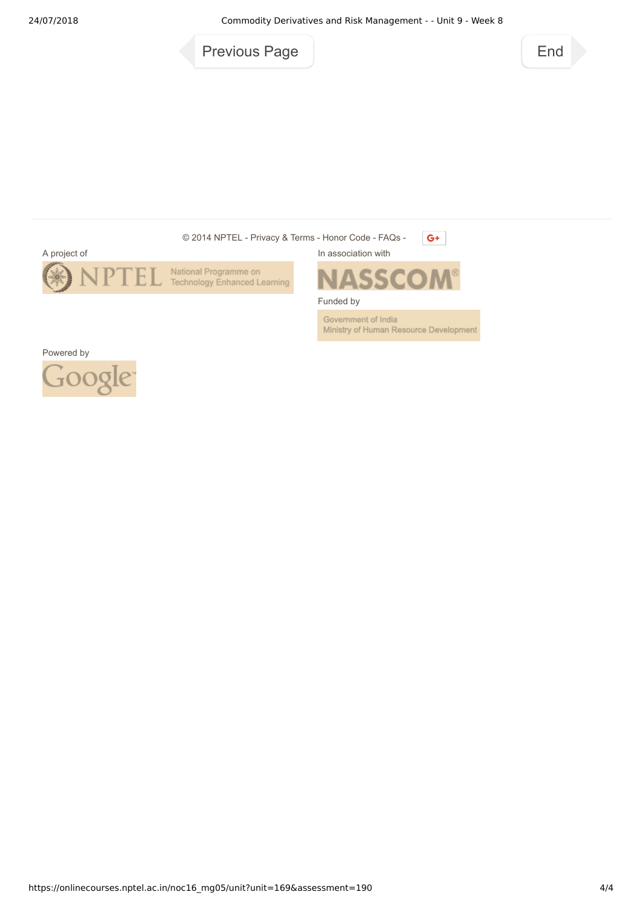Previous Page

End

© 2014 NPTEL - Privacy & Terms - Honor Code - FAQs -

A project of

NPTEL National Programme on Technology Enhanced Learning

In association with

NASSCOM

Funded by

Government of India
Ministry of Human Resource Development

Powered by

Google